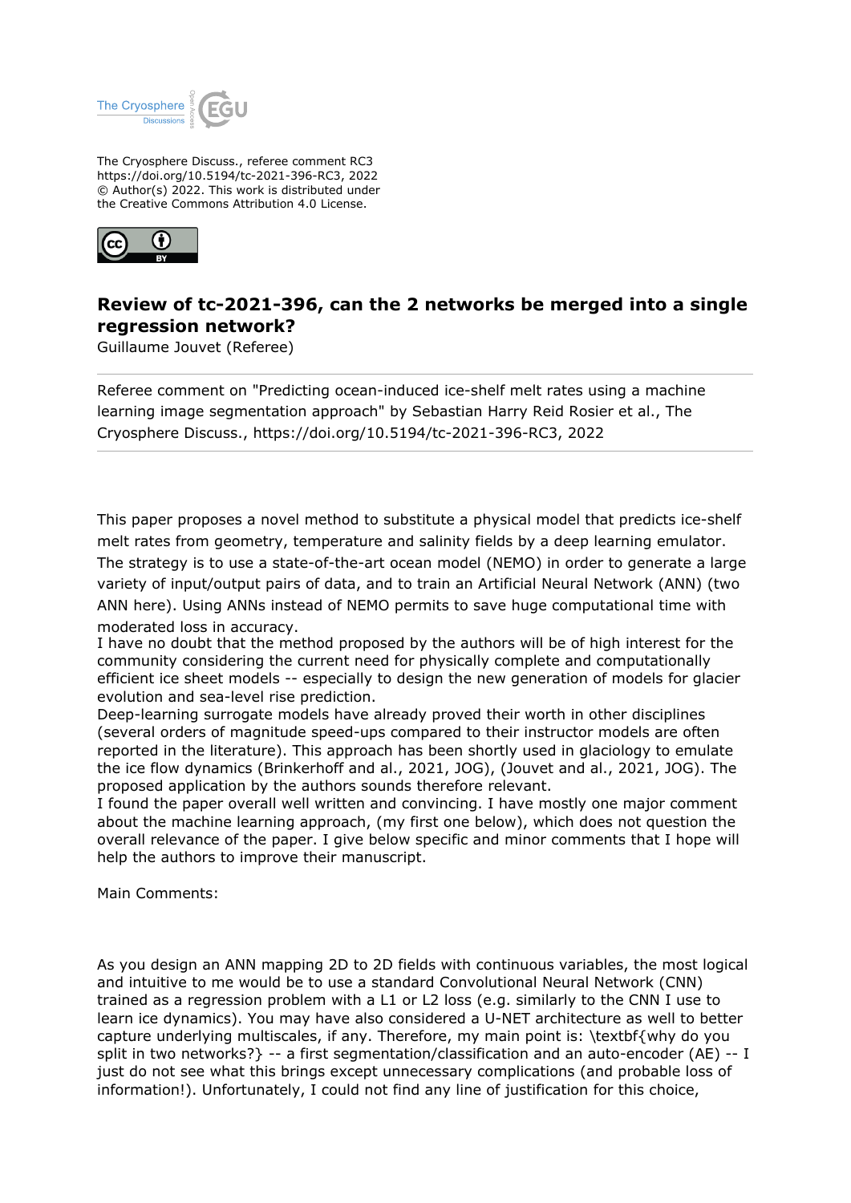The Cryosphere Discuss., referee comment RC3
https://doi.org/10.5194/tc-2021-396-RC3, 2022
© Author(s) 2022. This work is distributed under
the Creative Commons Attribution 4.0 License.

# Review of tc-2021-396, can the 2 networks be merged into a single regression network?

Guillaume Jouvet (Referee)

---

Referee comment on "Predicting ocean-induced ice-shelf melt rates using a machine learning image segmentation approach" by Sebastian Harry Reid Rosier et al., The Cryosphere Discuss., https://doi.org/10.5194/tc-2021-396-RC3, 2022

---

This paper proposes a novel method to substitute a physical model that predicts ice-shelf melt rates from geometry, temperature and salinity fields by a deep learning emulator. The strategy is to use a state-of-the-art ocean model (NEMO) in order to generate a large variety of input/output pairs of data, and to train an Artificial Neural Network (ANN) (two ANN here). Using ANNs instead of NEMO permits to save huge computational time with moderated loss in accuracy.
I have no doubt that the method proposed by the authors will be of high interest for the community considering the current need for physically complete and computationally efficient ice sheet models -- especially to design the new generation of models for glacier evolution and sea-level rise prediction.
Deep-learning surrogate models have already proved their worth in other disciplines (several orders of magnitude speed-ups compared to their instructor models are often reported in the literature). This approach has been shortly used in glaciology to emulate the ice flow dynamics (Brinkerhoff and al., 2021, JOG), (Jouvet and al., 2021, JOG). The proposed application by the authors sounds therefore relevant.
I found the paper overall well written and convincing. I have mostly one major comment about the machine learning approach, (my first one below), which does not question the overall relevance of the paper. I give below specific and minor comments that I hope will help the authors to improve their manuscript.

Main Comments:

As you design an ANN mapping 2D to 2D fields with continuous variables, the most logical and intuitive to me would be to use a standard Convolutional Neural Network (CNN) trained as a regression problem with a L1 or L2 loss (e.g. similarly to the CNN I use to learn ice dynamics). You may have also considered a U-NET architecture as well to better capture underlying multiscales, if any. Therefore, my main point is: \textbf{why do you split in two networks?} -- a first segmentation/classification and an auto-encoder (AE) -- I just do not see what this brings except unnecessary complications (and probable loss of information!). Unfortunately, I could not find any line of justification for this choice,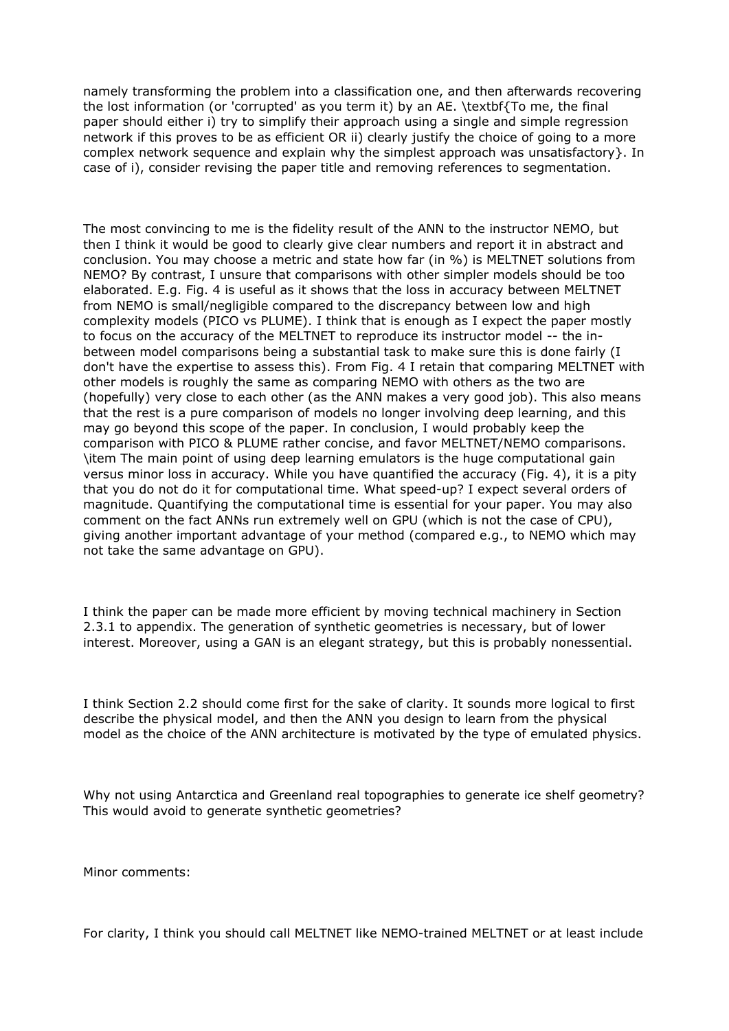namely transforming the problem into a classification one, and then afterwards recovering the lost information (or 'corrupted' as you term it) by an AE. \textbf{To me, the final paper should either i) try to simplify their approach using a single and simple regression network if this proves to be as efficient OR ii) clearly justify the choice of going to a more complex network sequence and explain why the simplest approach was unsatisfactory}. In case of i), consider revising the paper title and removing references to segmentation.

The most convincing to me is the fidelity result of the ANN to the instructor NEMO, but then I think it would be good to clearly give clear numbers and report it in abstract and conclusion. You may choose a metric and state how far (in %) is MELTNET solutions from NEMO? By contrast, I unsure that comparisons with other simpler models should be too elaborated. E.g. Fig. 4 is useful as it shows that the loss in accuracy between MELTNET from NEMO is small/negligible compared to the discrepancy between low and high complexity models (PICO vs PLUME). I think that is enough as I expect the paper mostly to focus on the accuracy of the MELTNET to reproduce its instructor model -- the in-between model comparisons being a substantial task to make sure this is done fairly (I don't have the expertise to assess this). From Fig. 4 I retain that comparing MELTNET with other models is roughly the same as comparing NEMO with others as the two are (hopefully) very close to each other (as the ANN makes a very good job). This also means that the rest is a pure comparison of models no longer involving deep learning, and this may go beyond this scope of the paper. In conclusion, I would probably keep the comparison with PICO & PLUME rather concise, and favor MELTNET/NEMO comparisons. \item The main point of using deep learning emulators is the huge computational gain versus minor loss in accuracy. While you have quantified the accuracy (Fig. 4), it is a pity that you do not do it for computational time. What speed-up? I expect several orders of magnitude. Quantifying the computational time is essential for your paper. You may also comment on the fact ANNs run extremely well on GPU (which is not the case of CPU), giving another important advantage of your method (compared e.g., to NEMO which may not take the same advantage on GPU).

I think the paper can be made more efficient by moving technical machinery in Section 2.3.1 to appendix. The generation of synthetic geometries is necessary, but of lower interest. Moreover, using a GAN is an elegant strategy, but this is probably nonessential.

I think Section 2.2 should come first for the sake of clarity. It sounds more logical to first describe the physical model, and then the ANN you design to learn from the physical model as the choice of the ANN architecture is motivated by the type of emulated physics.

Why not using Antarctica and Greenland real topographies to generate ice shelf geometry? This would avoid to generate synthetic geometries?

Minor comments:

For clarity, I think you should call MELTNET like NEMO-trained MELTNET or at least include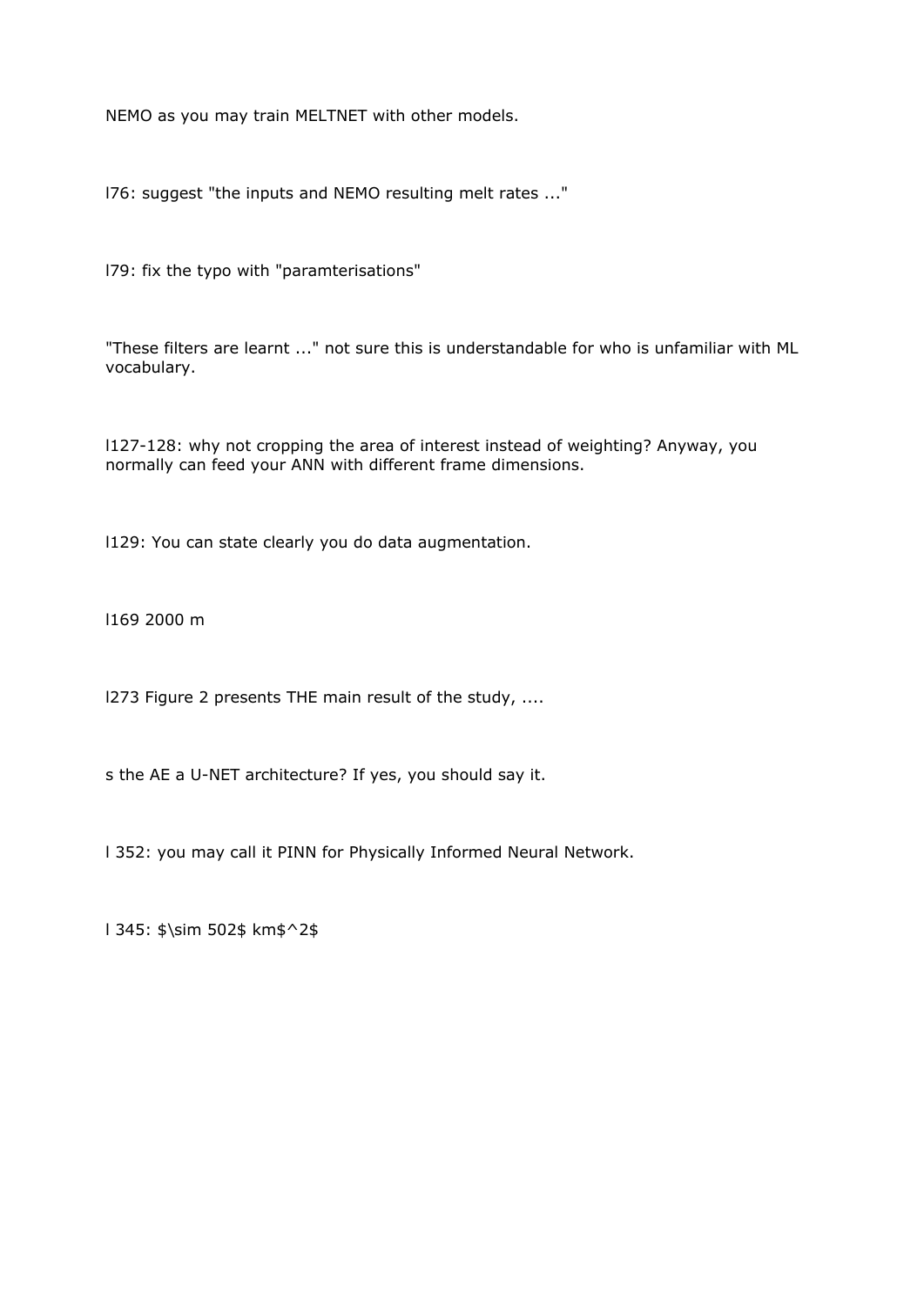NEMO as you may train MELTNET with other models.

l76: suggest "the inputs and NEMO resulting melt rates ..."

l79: fix the typo with "paramterisations"

"These filters are learnt ..." not sure this is understandable for who is unfamiliar with ML vocabulary.

l127-128: why not cropping the area of interest instead of weighting? Anyway, you normally can feed your ANN with different frame dimensions.

l129: You can state clearly you do data augmentation.

l169 2000 m

l273 Figure 2 presents THE main result of the study, ....

s the AE a U-NET architecture? If yes, you should say it.

l 352: you may call it PINN for Physically Informed Neural Network.

l 345: $\sim 502$ km$^2$